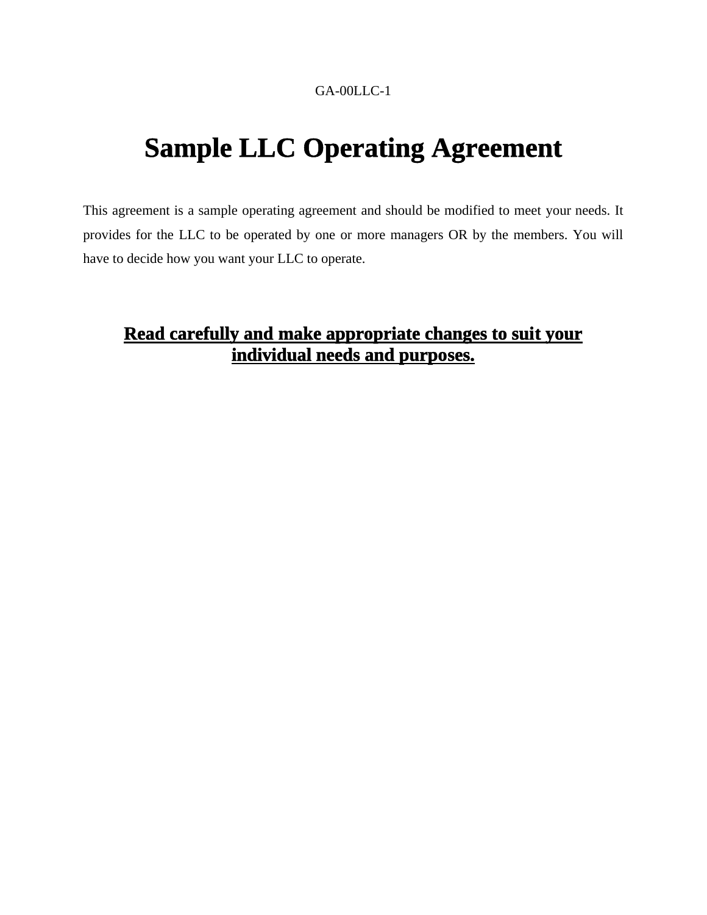GA-00LLC-1

# Sample LLC Operating Agreement

This agreement is a sample operating agreement and should be modified to meet your needs. It provides for the LLC to be operated by one or more managers OR by the members. You will have to decide how you want your LLC to operate.

**Read carefully and make appropriate changes to suit your individual needs and purposes.**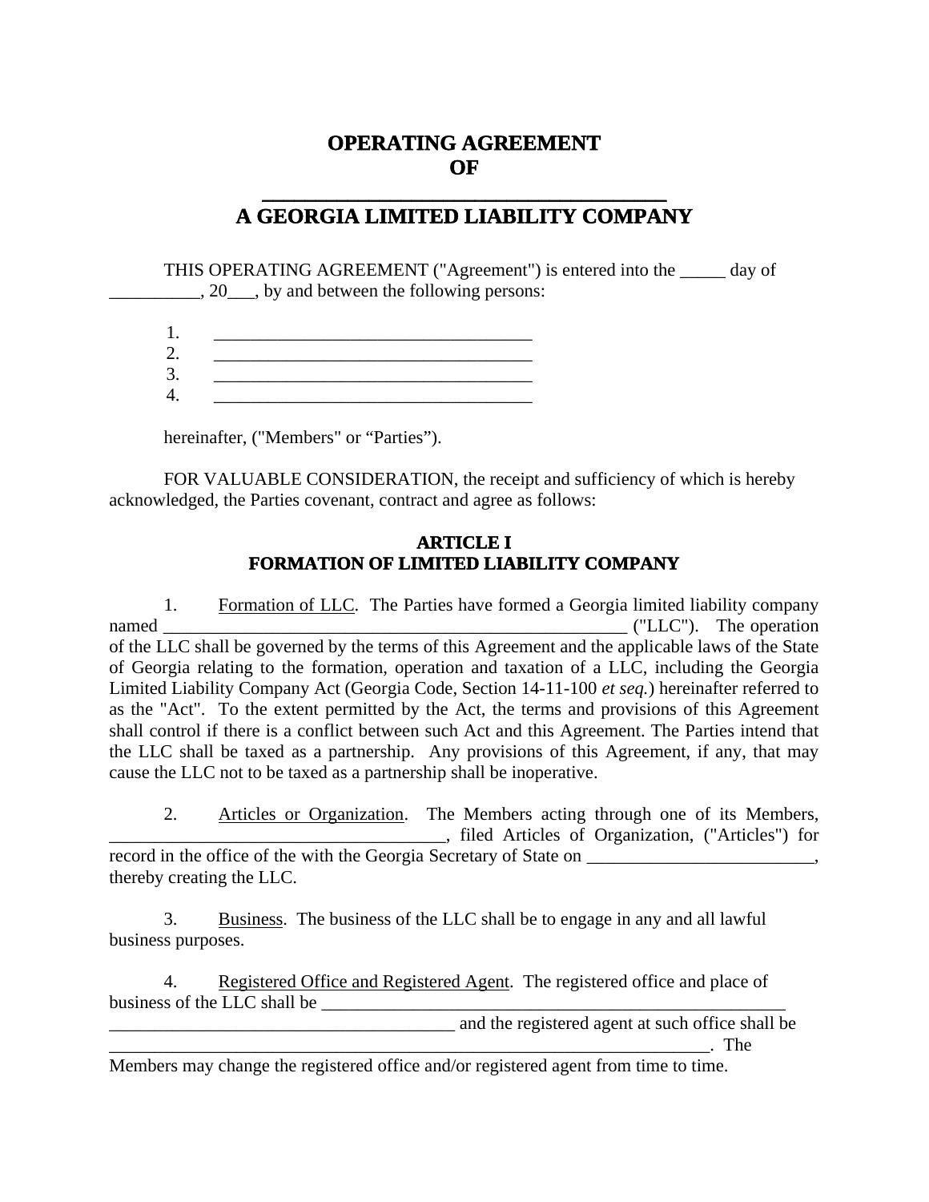# OPERATING AGREEMENT
# OF
# ________________________________________
# A GEORGIA LIMITED LIABILITY COMPANY

THIS OPERATING AGREEMENT ("Agreement") is entered into the _____ day of __________, 20___, by and between the following persons:

1. ____________________________________
2. ____________________________________
3. ____________________________________
4. ____________________________________

hereinafter, ("Members" or "Parties").

FOR VALUABLE CONSIDERATION, the receipt and sufficiency of which is hereby acknowledged, the Parties covenant, contract and agree as follows:

## ARTICLE I
## FORMATION OF LIMITED LIABILITY COMPANY

1. Formation of LLC. The Parties have formed a Georgia limited liability company named _____________________________________________________ ("LLC"). The operation of the LLC shall be governed by the terms of this Agreement and the applicable laws of the State of Georgia relating to the formation, operation and taxation of a LLC, including the Georgia Limited Liability Company Act (Georgia Code, Section 14-11-100 *et seq.*) hereinafter referred to as the "Act". To the extent permitted by the Act, the terms and provisions of this Agreement shall control if there is a conflict between such Act and this Agreement. The Parties intend that the LLC shall be taxed as a partnership. Any provisions of this Agreement, if any, that may cause the LLC not to be taxed as a partnership shall be inoperative.

2. Articles or Organization. The Members acting through one of its Members, ______________________________________, filed Articles of Organization, ("Articles") for record in the office of the with the Georgia Secretary of State on _________________________, thereby creating the LLC.

3. Business. The business of the LLC shall be to engage in any and all lawful business purposes.

4. Registered Office and Registered Agent. The registered office and place of business of the LLC shall be _______________________________________________________ ______________________________________ and the registered agent at such office shall be ______________________________________________________________________. The Members may change the registered office and/or registered agent from time to time.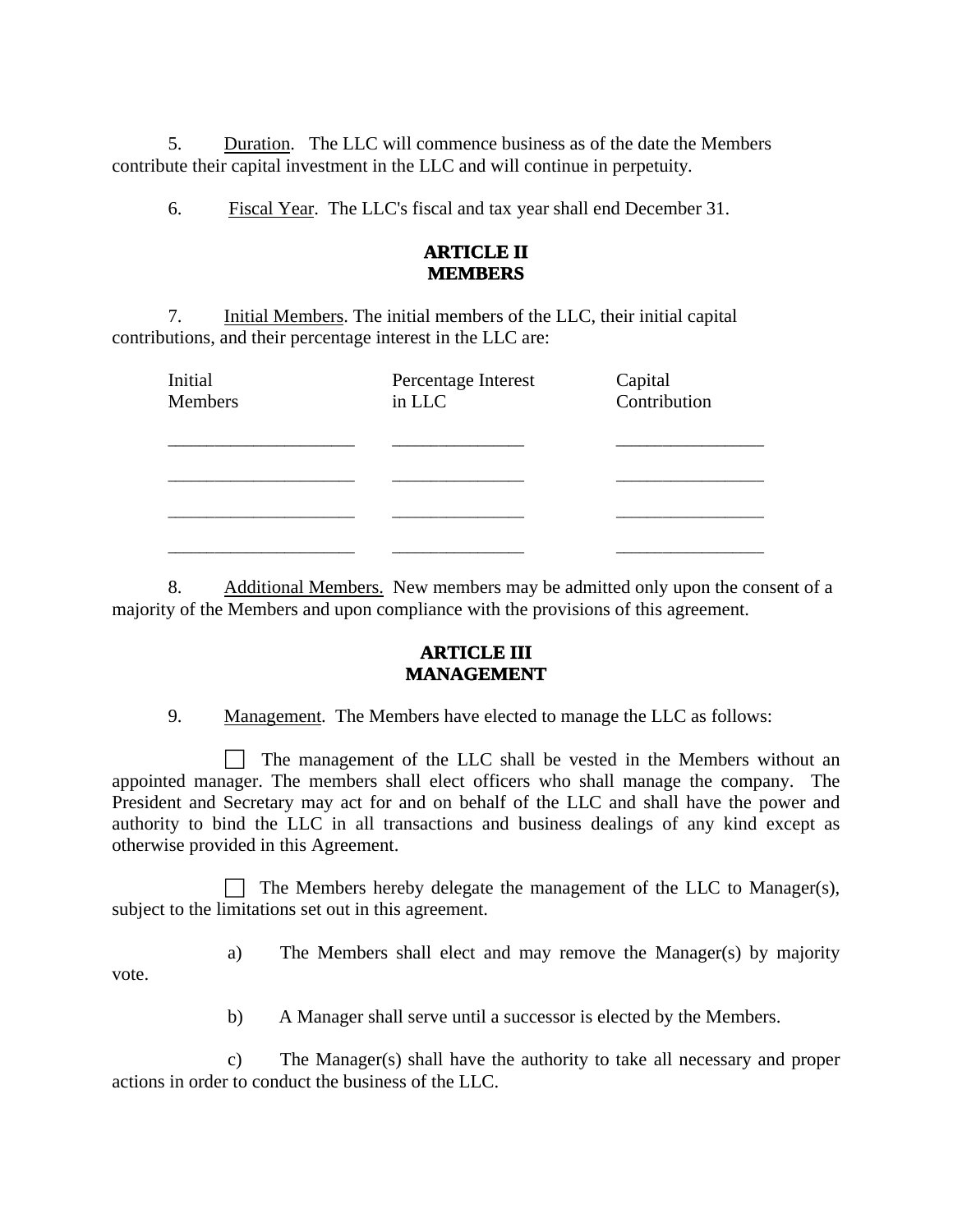5. Duration. The LLC will commence business as of the date the Members contribute their capital investment in the LLC and will continue in perpetuity.

6. Fiscal Year. The LLC's fiscal and tax year shall end December 31.

## ARTICLE II
## MEMBERS

7. Initial Members. The initial members of the LLC, their initial capital contributions, and their percentage interest in the LLC are:

| Initial Members | Percentage Interest in LLC | Capital Contribution |
|---|---|---|
| ____________________ | ______________ | ________________ |
| ____________________ | ______________ | ________________ |
| ____________________ | ______________ | ________________ |
| ____________________ | ______________ | ________________ |

8. Additional Members. New members may be admitted only upon the consent of a majority of the Members and upon compliance with the provisions of this agreement.

## ARTICLE III
## MANAGEMENT

9. Management. The Members have elected to manage the LLC as follows:

☐ The management of the LLC shall be vested in the Members without an appointed manager. The members shall elect officers who shall manage the company. The President and Secretary may act for and on behalf of the LLC and shall have the power and authority to bind the LLC in all transactions and business dealings of any kind except as otherwise provided in this Agreement.

☐ The Members hereby delegate the management of the LLC to Manager(s), subject to the limitations set out in this agreement.

a) The Members shall elect and may remove the Manager(s) by majority vote.

b) A Manager shall serve until a successor is elected by the Members.

c) The Manager(s) shall have the authority to take all necessary and proper actions in order to conduct the business of the LLC.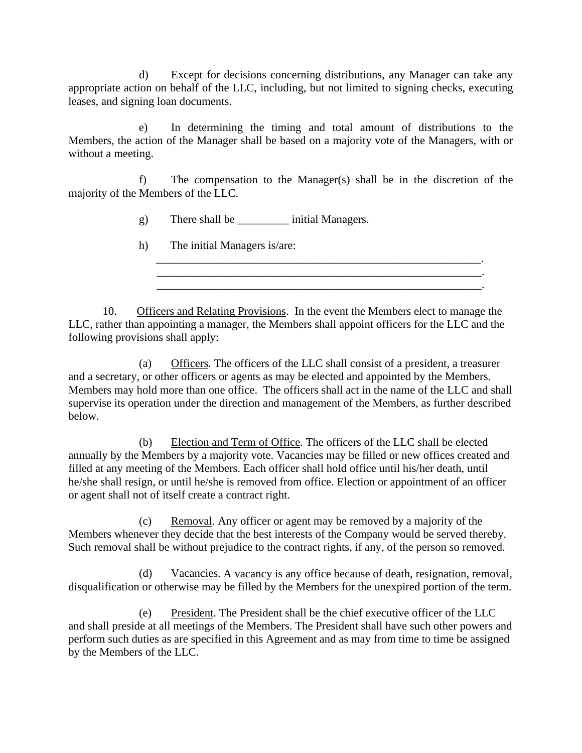d) Except for decisions concerning distributions, any Manager can take any appropriate action on behalf of the LLC, including, but not limited to signing checks, executing leases, and signing loan documents.

e) In determining the timing and total amount of distributions to the Members, the action of the Manager shall be based on a majority vote of the Managers, with or without a meeting.

f) The *c*ompensation to the Manager(s) shall be in the discretion of the majority of the Members of the LLC.

g) There shall be _________ initial Managers.

h) The initial Managers is/are:

_____________________________________________________________.
_____________________________________________________________.
_____________________________________________________________.

10. Officers and Relating Provisions. In the event the Members elect to manage the LLC, rather than appointing a manager, the Members shall appoint officers for the LLC and the following provisions shall apply:

(a) Officers*.* The officers of the LLC shall consist of a president, a treasurer and a secretary, or other officers or agents as may be elected and appointed by the Members. Members may hold more than one office. The officers shall act in the name of the LLC and shall supervise its operation under the direction and management of the Members, as further described below.

(b) Election and Term of Office. The officers of the LLC shall be elected annually by the Members by a majority vote. Vacancies may be filled or new offices created and filled at any meeting of the Members. Each officer shall hold office until his/her death, until he/she shall resign, or until he/she is removed from office. Election or appointment of an officer or agent shall not of itself create a contract right.

(c) Removal. Any officer or agent may be removed by a majority of the Members whenever they decide that the best interests of the Company would be served thereby. Such removal shall be without prejudice to the contract rights, if any, of the person so removed.

(d) Vacancies. A vacancy is any office because of death, resignation, removal, disqualification or otherwise may be filled by the Members for the unexpired portion of the term.

(e) President. The President shall be the chief executive officer of the LLC and shall preside at all meetings of the Members. The President shall have such other powers and perform such duties as are specified in this Agreement and as may from time to time be assigned by the Members of the LLC.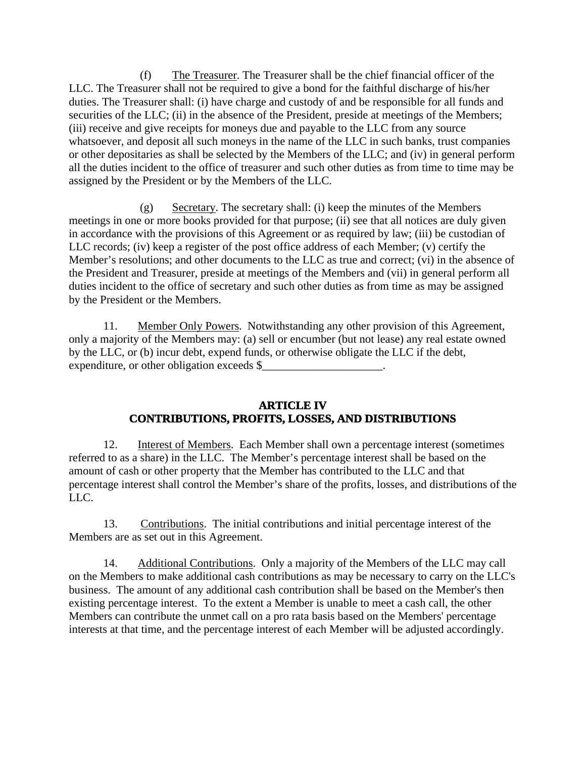(f) The Treasurer. The Treasurer shall be the chief financial officer of the LLC. The Treasurer shall not be required to give a bond for the faithful discharge of his/her duties. The Treasurer shall: (i) have charge and custody of and be responsible for all funds and securities of the LLC; (ii) in the absence of the President, preside at meetings of the Members; (iii) receive and give receipts for moneys due and payable to the LLC from any source whatsoever, and deposit all such moneys in the name of the LLC in such banks, trust companies or other depositaries as shall be selected by the Members of the LLC; and (iv) in general perform all the duties incident to the office of treasurer and such other duties as from time to time may be assigned by the President or by the Members of the LLC.

(g) Secretary. The secretary shall: (i) keep the minutes of the Members meetings in one or more books provided for that purpose; (ii) see that all notices are duly given in accordance with the provisions of this Agreement or as required by law; (iii) be custodian of LLC records; (iv) keep a register of the post office address of each Member; (v) certify the Member's resolutions; and other documents to the LLC as true and correct; (vi) in the absence of the President and Treasurer, preside at meetings of the Members and (vii) in general perform all duties incident to the office of secretary and such other duties as from time as may be assigned by the President or the Members.

11. Member Only Powers. Notwithstanding any other provision of this Agreement, only a majority of the Members may: (a) sell or encumber (but not lease) any real estate owned by the LLC, or (b) incur debt, expend funds, or otherwise obligate the LLC if the debt, expenditure, or other obligation exceeds $_____________________.

## ARTICLE IV
## CONTRIBUTIONS, PROFITS, LOSSES, AND DISTRIBUTIONS

12. Interest of Members. Each Member shall own a percentage interest (sometimes referred to as a share) in the LLC. The Member's percentage interest shall be based on the amount of cash or other property that the Member has contributed to the LLC and that percentage interest shall control the Member's share of the profits, losses, and distributions of the LLC.

13. Contributions. The initial contributions and initial percentage interest of the Members are as set out in this Agreement.

14. Additional Contributions. Only a majority of the Members of the LLC may call on the Members to make additional cash contributions as may be necessary to carry on the LLC's business. The amount of any additional cash contribution shall be based on the Member's then existing percentage interest. To the extent a Member is unable to meet a cash call, the other Members can contribute the unmet call on a pro rata basis based on the Members' percentage interests at that time, and the percentage interest of each Member will be adjusted accordingly.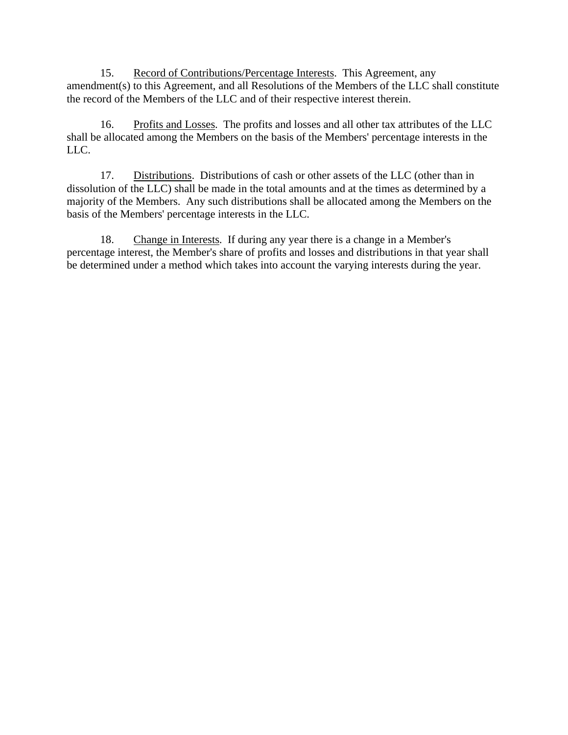15. <u>Record of Contributions/Percentage Interests</u>. This Agreement, any amendment(s) to this Agreement, and all Resolutions of the Members of the LLC shall constitute the record of the Members of the LLC and of their respective interest therein.

16. <u>Profits and Losses</u>. The profits and losses and all other tax attributes of the LLC shall be allocated among the Members on the basis of the Members' percentage interests in the LLC.

17. <u>Distributions</u>. Distributions of cash or other assets of the LLC (other than in dissolution of the LLC) shall be made in the total amounts and at the times as determined by a majority of the Members. Any such distributions shall be allocated among the Members on the basis of the Members' percentage interests in the LLC.

18. <u>Change in Interests</u>. If during any year there is a change in a Member's percentage interest, the Member's share of profits and losses and distributions in that year shall be determined under a method which takes into account the varying interests during the year.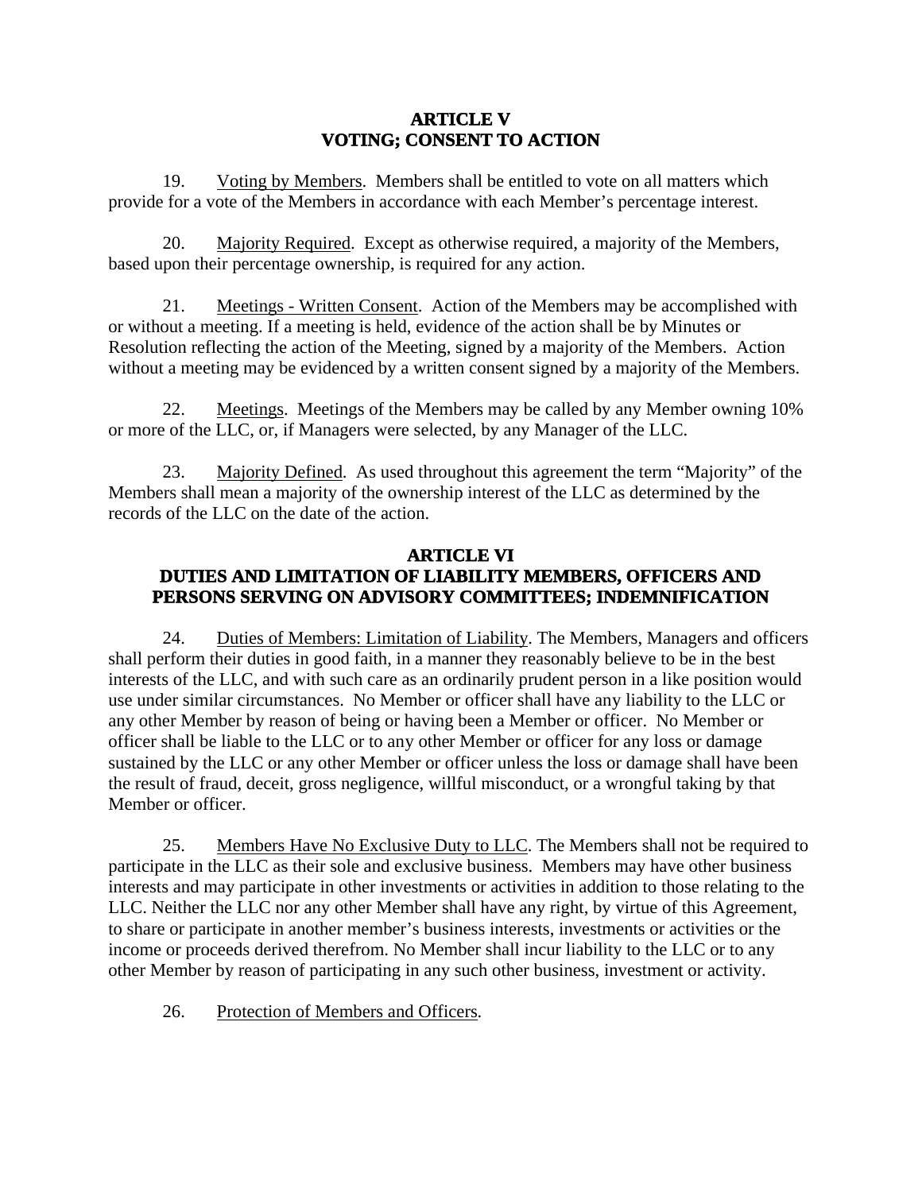## ARTICLE V
## VOTING; CONSENT TO ACTION

19. Voting by Members. Members shall be entitled to vote on all matters which provide for a vote of the Members in accordance with each Member's percentage interest.

20. Majority Required. Except as otherwise required, a majority of the Members, based upon their percentage ownership, is required for any action.

21. Meetings - Written Consent. Action of the Members may be accomplished with or without a meeting. If a meeting is held, evidence of the action shall be by Minutes or Resolution reflecting the action of the Meeting, signed by a majority of the Members. Action without a meeting may be evidenced by a written consent signed by a majority of the Members.

22. Meetings. Meetings of the Members may be called by any Member owning 10% or more of the LLC, or, if Managers were selected, by any Manager of the LLC.

23. Majority Defined. As used throughout this agreement the term "Majority" of the Members shall mean a majority of the ownership interest of the LLC as determined by the records of the LLC on the date of the action.

## ARTICLE VI
## DUTIES AND LIMITATION OF LIABILITY MEMBERS, OFFICERS AND PERSONS SERVING ON ADVISORY COMMITTEES; INDEMNIFICATION

24. Duties of Members: Limitation of Liability. The Members, Managers and officers shall perform their duties in good faith, in a manner they reasonably believe to be in the best interests of the LLC, and with such care as an ordinarily prudent person in a like position would use under similar circumstances. No Member or officer shall have any liability to the LLC or any other Member by reason of being or having been a Member or officer. No Member or officer shall be liable to the LLC or to any other Member or officer for any loss or damage sustained by the LLC or any other Member or officer unless the loss or damage shall have been the result of fraud, deceit, gross negligence, willful misconduct, or a wrongful taking by that Member or officer.

25. Members Have No Exclusive Duty to LLC. The Members shall not be required to participate in the LLC as their sole and exclusive business. Members may have other business interests and may participate in other investments or activities in addition to those relating to the LLC. Neither the LLC nor any other Member shall have any right, by virtue of this Agreement, to share or participate in another member's business interests, investments or activities or the income or proceeds derived therefrom. No Member shall incur liability to the LLC or to any other Member by reason of participating in any such other business, investment or activity.

26. Protection of Members and Officers.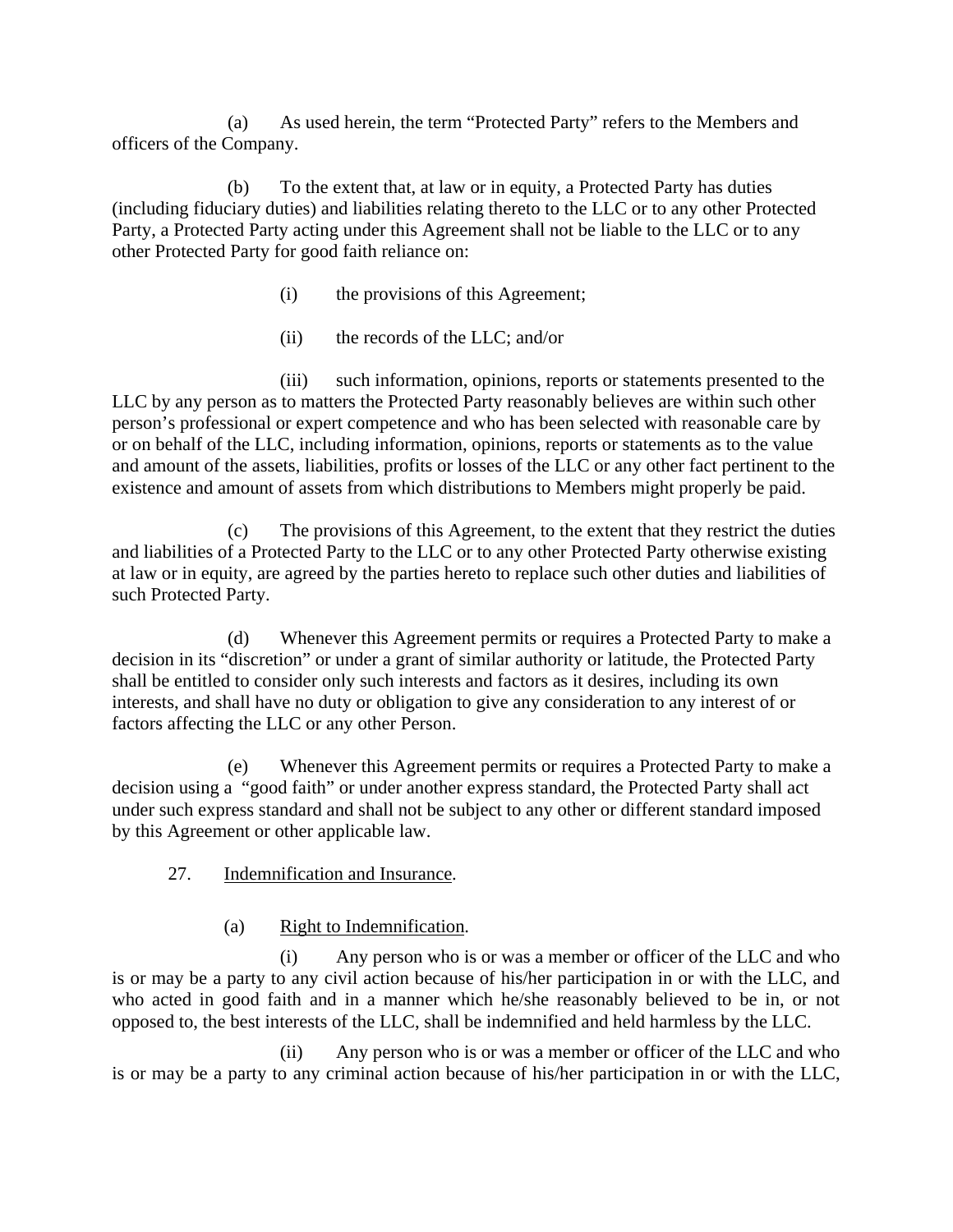(a) As used herein, the term "Protected Party" refers to the Members and officers of the Company.

(b) To the extent that, at law or in equity, a Protected Party has duties (including fiduciary duties) and liabilities relating thereto to the LLC or to any other Protected Party, a Protected Party acting under this Agreement shall not be liable to the LLC or to any other Protected Party for good faith reliance on:

(i) the provisions of this Agreement;

(ii) the records of the LLC; and/or

(iii) such information, opinions, reports or statements presented to the LLC by any person as to matters the Protected Party reasonably believes are within such other person's professional or expert competence and who has been selected with reasonable care by or on behalf of the LLC, including information, opinions, reports or statements as to the value and amount of the assets, liabilities, profits or losses of the LLC or any other fact pertinent to the existence and amount of assets from which distributions to Members might properly be paid.

(c) The provisions of this Agreement, to the extent that they restrict the duties and liabilities of a Protected Party to the LLC or to any other Protected Party otherwise existing at law or in equity, are agreed by the parties hereto to replace such other duties and liabilities of such Protected Party.

(d) Whenever this Agreement permits or requires a Protected Party to make a decision in its "discretion" or under a grant of similar authority or latitude, the Protected Party shall be entitled to consider only such interests and factors as it desires, including its own interests, and shall have no duty or obligation to give any consideration to any interest of or factors affecting the LLC or any other Person.

(e) Whenever this Agreement permits or requires a Protected Party to make a decision using a "good faith" or under another express standard, the Protected Party shall act under such express standard and shall not be subject to any other or different standard imposed by this Agreement or other applicable law.

27. Indemnification and Insurance.

(a) Right to Indemnification.

(i) Any person who is or was a member or officer of the LLC and who is or may be a party to any civil action because of his/her participation in or with the LLC, and who acted in good faith and in a manner which he/she reasonably believed to be in, or not opposed to, the best interests of the LLC, shall be indemnified and held harmless by the LLC.

(ii) Any person who is or was a member or officer of the LLC and who is or may be a party to any criminal action because of his/her participation in or with the LLC,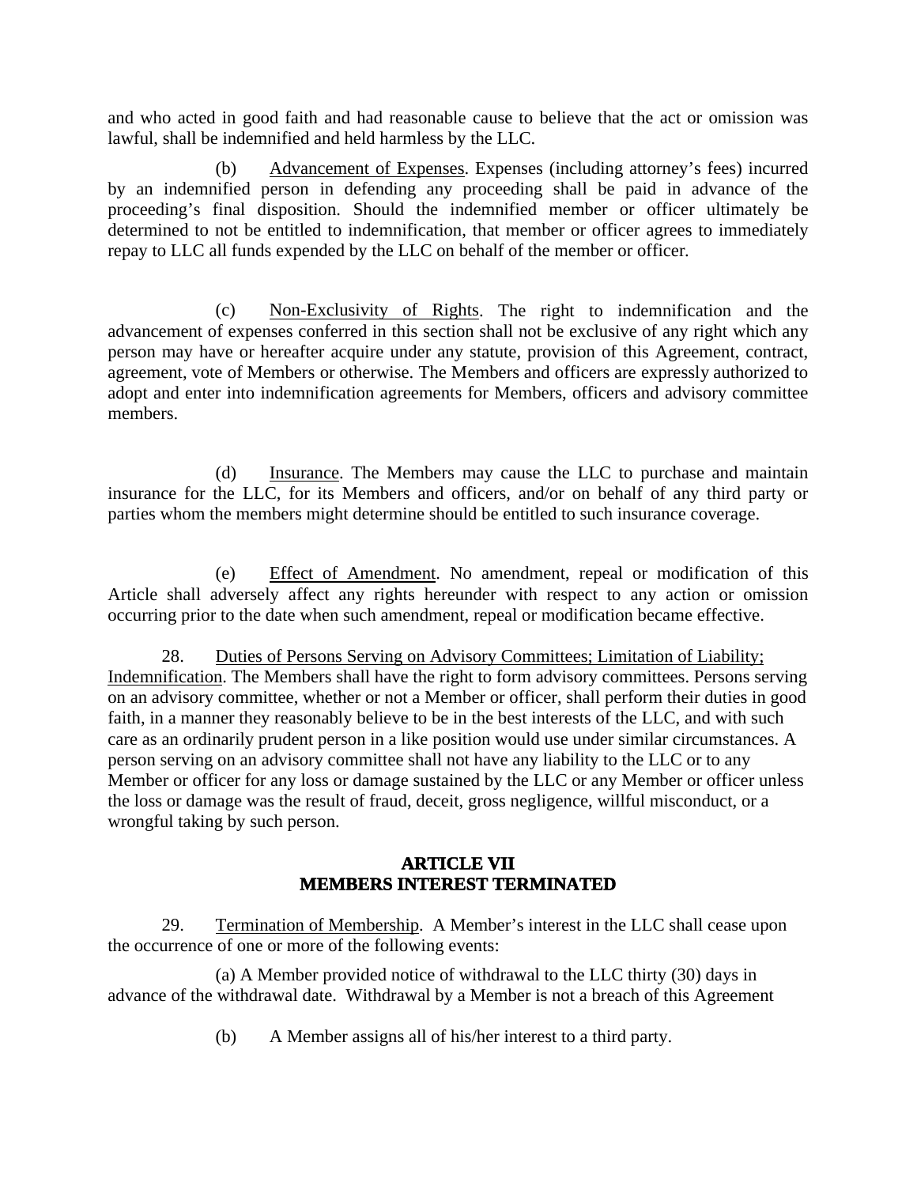and who acted in good faith and had reasonable cause to believe that the act or omission was lawful, shall be indemnified and held harmless by the LLC.

(b) Advancement of Expenses. Expenses (including attorney's fees) incurred by an indemnified person in defending any proceeding shall be paid in advance of the proceeding's final disposition. Should the indemnified member or officer ultimately be determined to not be entitled to indemnification, that member or officer agrees to immediately repay to LLC all funds expended by the LLC on behalf of the member or officer.

(c) Non-Exclusivity of Rights. The right to indemnification and the advancement of expenses conferred in this section shall not be exclusive of any right which any person may have or hereafter acquire under any statute, provision of this Agreement, contract, agreement, vote of Members or otherwise. The Members and officers are expressly authorized to adopt and enter into indemnification agreements for Members, officers and advisory committee members.

(d) Insurance. The Members may cause the LLC to purchase and maintain insurance for the LLC, for its Members and officers, and/or on behalf of any third party or parties whom the members might determine should be entitled to such insurance coverage.

(e) Effect of Amendment. No amendment, repeal or modification of this Article shall adversely affect any rights hereunder with respect to any action or omission occurring prior to the date when such amendment, repeal or modification became effective.

28. Duties of Persons Serving on Advisory Committees; Limitation of Liability; Indemnification. The Members shall have the right to form advisory committees. Persons serving on an advisory committee, whether or not a Member or officer, shall perform their duties in good faith, in a manner they reasonably believe to be in the best interests of the LLC, and with such care as an ordinarily prudent person in a like position would use under similar circumstances. A person serving on an advisory committee shall not have any liability to the LLC or to any Member or officer for any loss or damage sustained by the LLC or any Member or officer unless the loss or damage was the result of fraud, deceit, gross negligence, willful misconduct, or a wrongful taking by such person.

## ARTICLE VII
## MEMBERS INTEREST TERMINATED

29. Termination of Membership. A Member's interest in the LLC shall cease upon the occurrence of one or more of the following events:

(a) A Member provided notice of withdrawal to the LLC thirty (30) days in advance of the withdrawal date. Withdrawal by a Member is not a breach of this Agreement

(b) A Member assigns all of his/her interest to a third party.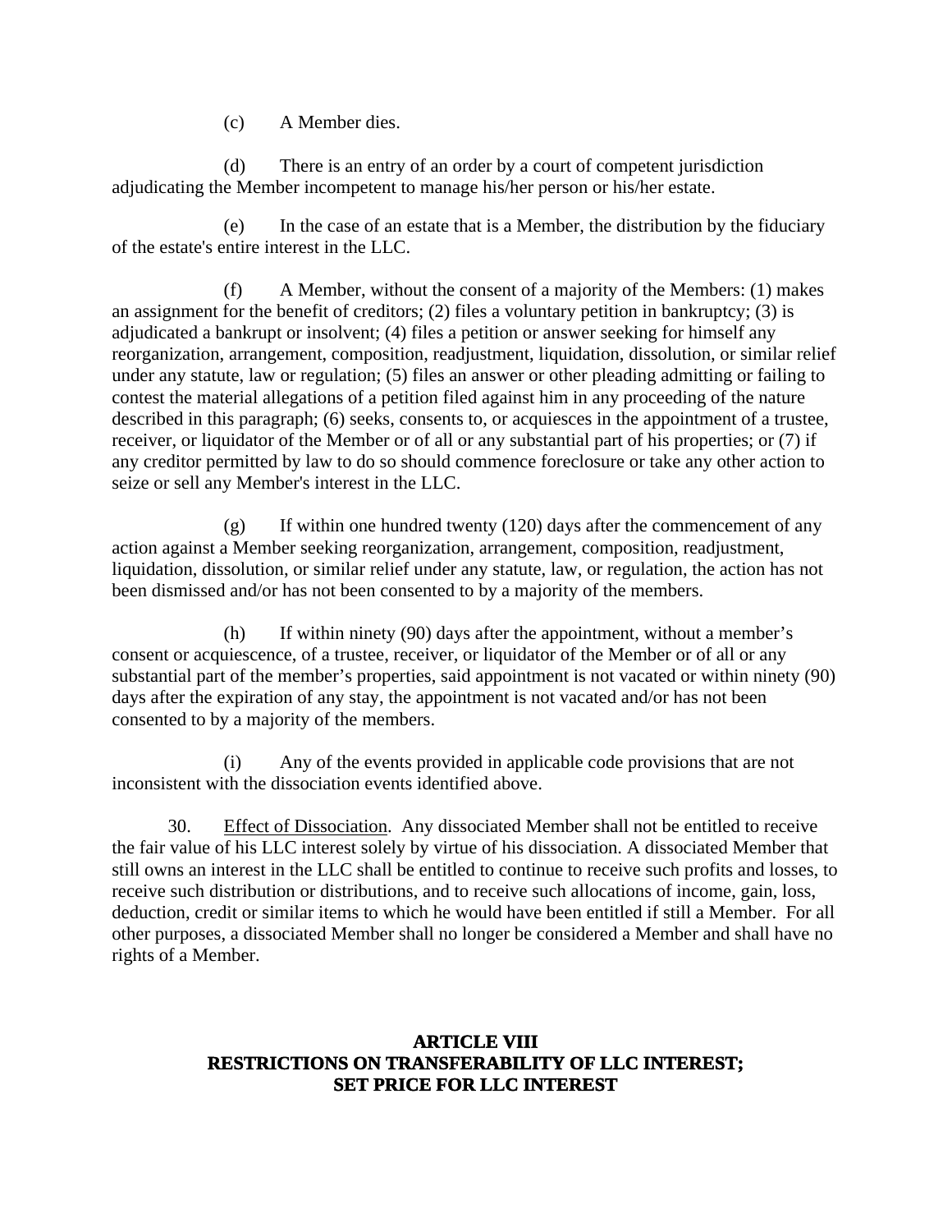(c) A Member dies.

(d) There is an entry of an order by a court of competent jurisdiction adjudicating the Member incompetent to manage his/her person or his/her estate.

(e) In the case of an estate that is a Member, the distribution by the fiduciary of the estate's entire interest in the LLC.

(f) A Member, without the consent of a majority of the Members: (1) makes an assignment for the benefit of creditors; (2) files a voluntary petition in bankruptcy; (3) is adjudicated a bankrupt or insolvent; (4) files a petition or answer seeking for himself any reorganization, arrangement, composition, readjustment, liquidation, dissolution, or similar relief under any statute, law or regulation; (5) files an answer or other pleading admitting or failing to contest the material allegations of a petition filed against him in any proceeding of the nature described in this paragraph; (6) seeks, consents to, or acquiesces in the appointment of a trustee, receiver, or liquidator of the Member or of all or any substantial part of his properties; or (7) if any creditor permitted by law to do so should commence foreclosure or take any other action to seize or sell any Member's interest in the LLC.

(g) If within one hundred twenty (120) days after the commencement of any action against a Member seeking reorganization, arrangement, composition, readjustment, liquidation, dissolution, or similar relief under any statute, law, or regulation, the action has not been dismissed and/or has not been consented to by a majority of the members.

(h) If within ninety (90) days after the appointment, without a member's consent or acquiescence, of a trustee, receiver, or liquidator of the Member or of all or any substantial part of the member's properties, said appointment is not vacated or within ninety (90) days after the expiration of any stay, the appointment is not vacated and/or has not been consented to by a majority of the members.

(i) Any of the events provided in applicable code provisions that are not inconsistent with the dissociation events identified above.

30. Effect of Dissociation. Any dissociated Member shall not be entitled to receive the fair value of his LLC interest solely by virtue of his dissociation. A dissociated Member that still owns an interest in the LLC shall be entitled to continue to receive such profits and losses, to receive such distribution or distributions, and to receive such allocations of income, gain, loss, deduction, credit or similar items to which he would have been entitled if still a Member. For all other purposes, a dissociated Member shall no longer be considered a Member and shall have no rights of a Member.

## ARTICLE VIII
## RESTRICTIONS ON TRANSFERABILITY OF LLC INTEREST; SET PRICE FOR LLC INTEREST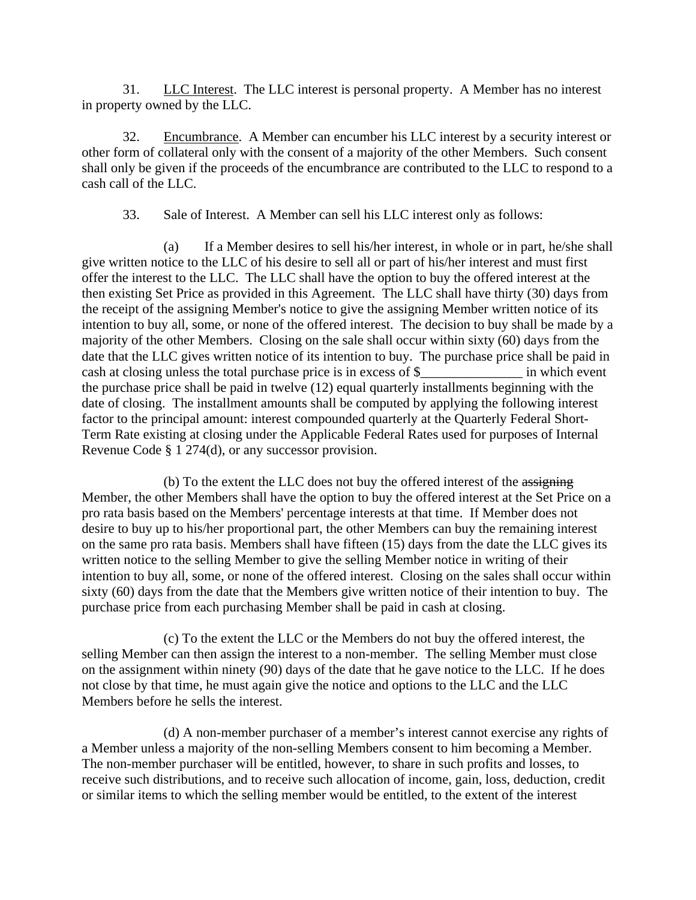31. LLC Interest. The LLC interest is personal property. A Member has no interest in property owned by the LLC.

32. Encumbrance. A Member can encumber his LLC interest by a security interest or other form of collateral only with the consent of a majority of the other Members. Such consent shall only be given if the proceeds of the encumbrance are contributed to the LLC to respond to a cash call of the LLC.

33. Sale of Interest. A Member can sell his LLC interest only as follows:

(a) If a Member desires to sell his/her interest, in whole or in part, he/she shall give written notice to the LLC of his desire to sell all or part of his/her interest and must first offer the interest to the LLC. The LLC shall have the option to buy the offered interest at the then existing Set Price as provided in this Agreement. The LLC shall have thirty (30) days from the receipt of the assigning Member's notice to give the assigning Member written notice of its intention to buy all, some, or none of the offered interest. The decision to buy shall be made by a majority of the other Members. Closing on the sale shall occur within sixty (60) days from the date that the LLC gives written notice of its intention to buy. The purchase price shall be paid in cash at closing unless the total purchase price is in excess of $_______________ in which event the purchase price shall be paid in twelve (12) equal quarterly installments beginning with the date of closing. The installment amounts shall be computed by applying the following interest factor to the principal amount: interest compounded quarterly at the Quarterly Federal Short-Term Rate existing at closing under the Applicable Federal Rates used for purposes of Internal Revenue Code § 1 274(d), or any successor provision.

(b) To the extent the LLC does not buy the offered interest of the ~~assigning~~ Member, the other Members shall have the option to buy the offered interest at the Set Price on a pro rata basis based on the Members' percentage interests at that time. If Member does not desire to buy up to his/her proportional part, the other Members can buy the remaining interest on the same pro rata basis. Members shall have fifteen (15) days from the date the LLC gives its written notice to the selling Member to give the selling Member notice in writing of their intention to buy all, some, or none of the offered interest. Closing on the sales shall occur within sixty (60) days from the date that the Members give written notice of their intention to buy. The purchase price from each purchasing Member shall be paid in cash at closing.

(c) To the extent the LLC or the Members do not buy the offered interest, the selling Member can then assign the interest to a non-member. The selling Member must close on the assignment within ninety (90) days of the date that he gave notice to the LLC. If he does not close by that time, he must again give the notice and options to the LLC and the LLC Members before he sells the interest.

(d) A non-member purchaser of a member's interest cannot exercise any rights of a Member unless a majority of the non-selling Members consent to him becoming a Member. The non-member purchaser will be entitled, however, to share in such profits and losses, to receive such distributions, and to receive such allocation of income, gain, loss, deduction, credit or similar items to which the selling member would be entitled, to the extent of the interest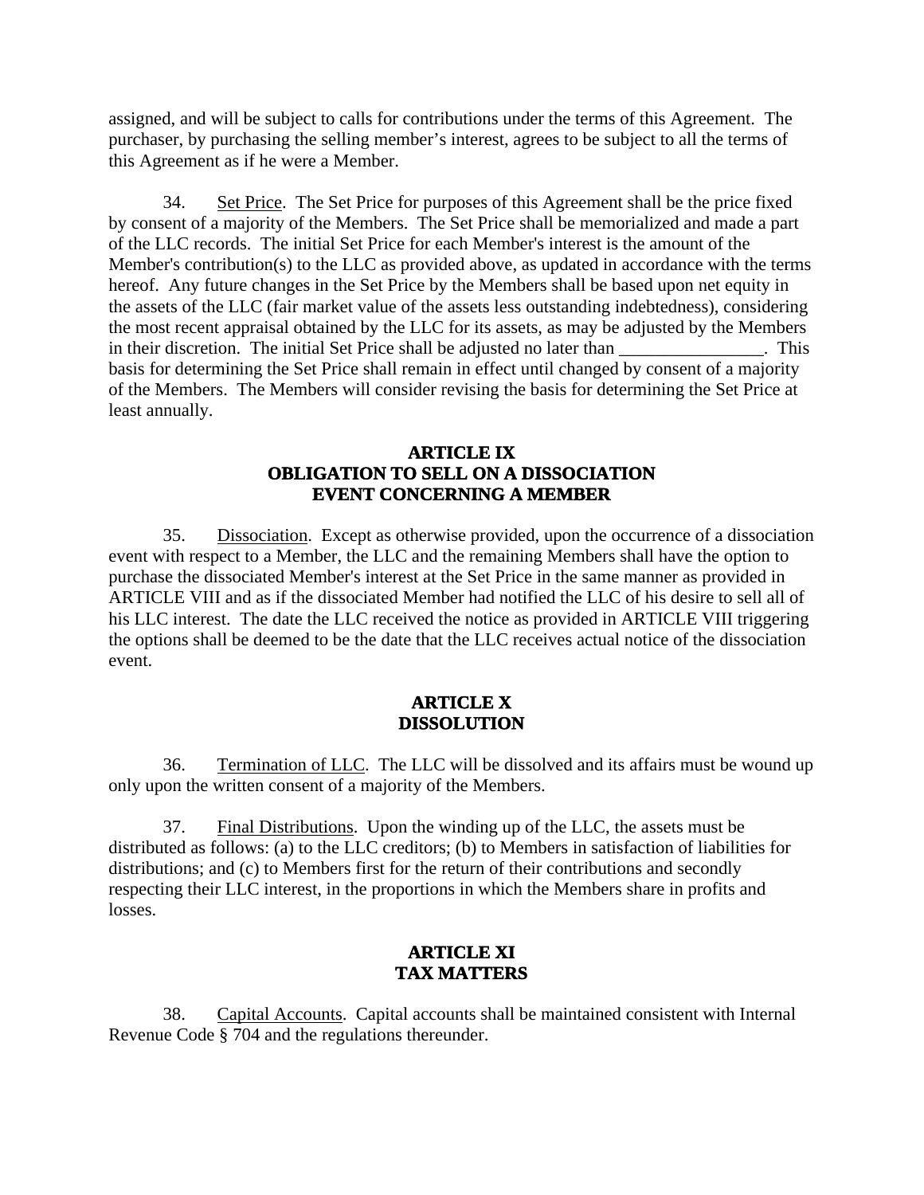assigned, and will be subject to calls for contributions under the terms of this Agreement. The purchaser, by purchasing the selling member's interest, agrees to be subject to all the terms of this Agreement as if he were a Member.

34. Set Price. The Set Price for purposes of this Agreement shall be the price fixed by consent of a majority of the Members. The Set Price shall be memorialized and made a part of the LLC records. The initial Set Price for each Member's interest is the amount of the Member's contribution(s) to the LLC as provided above, as updated in accordance with the terms hereof. Any future changes in the Set Price by the Members shall be based upon net equity in the assets of the LLC (fair market value of the assets less outstanding indebtedness), considering the most recent appraisal obtained by the LLC for its assets, as may be adjusted by the Members in their discretion. The initial Set Price shall be adjusted no later than ________________. This basis for determining the Set Price shall remain in effect until changed by consent of a majority of the Members. The Members will consider revising the basis for determining the Set Price at least annually.

## ARTICLE IX
## OBLIGATION TO SELL ON A DISSOCIATION EVENT CONCERNING A MEMBER

35. Dissociation. Except as otherwise provided, upon the occurrence of a dissociation event with respect to a Member, the LLC and the remaining Members shall have the option to purchase the dissociated Member's interest at the Set Price in the same manner as provided in ARTICLE VIII and as if the dissociated Member had notified the LLC of his desire to sell all of his LLC interest. The date the LLC received the notice as provided in ARTICLE VIII triggering the options shall be deemed to be the date that the LLC receives actual notice of the dissociation event.

## ARTICLE X
## DISSOLUTION

36. Termination of LLC. The LLC will be dissolved and its affairs must be wound up only upon the written consent of a majority of the Members.

37. Final Distributions. Upon the winding up of the LLC, the assets must be distributed as follows: (a) to the LLC creditors; (b) to Members in satisfaction of liabilities for distributions; and (c) to Members first for the return of their contributions and secondly respecting their LLC interest, in the proportions in which the Members share in profits and losses.

## ARTICLE XI
## TAX MATTERS

38. Capital Accounts. Capital accounts shall be maintained consistent with Internal Revenue Code § 704 and the regulations thereunder.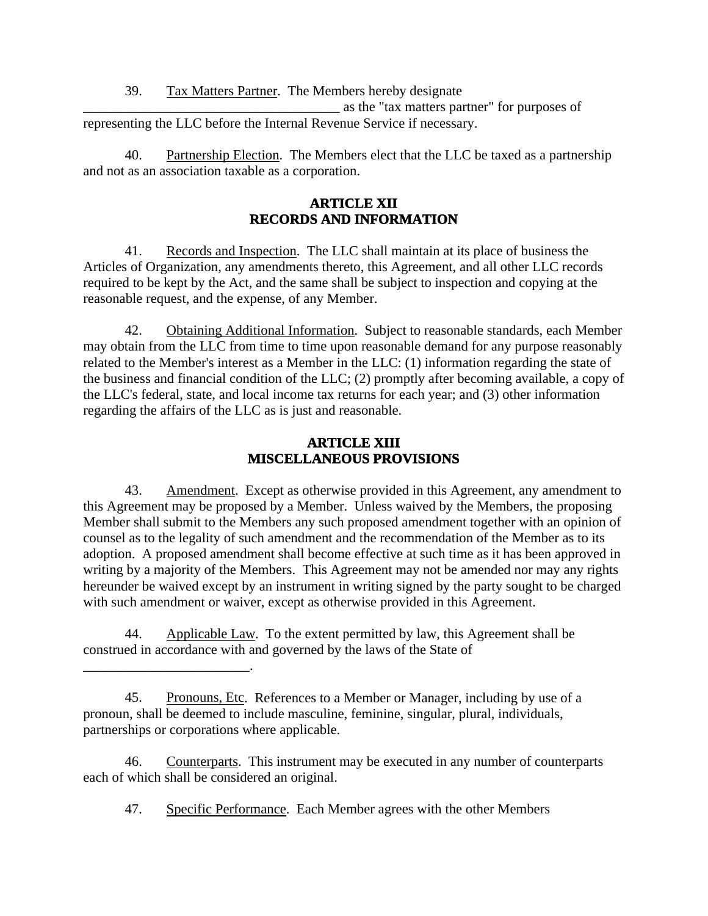39. Tax Matters Partner. The Members hereby designate ______________________________________ as the "tax matters partner" for purposes of representing the LLC before the Internal Revenue Service if necessary.

40. Partnership Election. The Members elect that the LLC be taxed as a partnership and not as an association taxable as a corporation.

## ARTICLE XII
## RECORDS AND INFORMATION

41. Records and Inspection. The LLC shall maintain at its place of business the Articles of Organization, any amendments thereto, this Agreement, and all other LLC records required to be kept by the Act, and the same shall be subject to inspection and copying at the reasonable request, and the expense, of any Member.

42. Obtaining Additional Information. Subject to reasonable standards, each Member may obtain from the LLC from time to time upon reasonable demand for any purpose reasonably related to the Member's interest as a Member in the LLC: (1) information regarding the state of the business and financial condition of the LLC; (2) promptly after becoming available, a copy of the LLC's federal, state, and local income tax returns for each year; and (3) other information regarding the affairs of the LLC as is just and reasonable.

## ARTICLE XIII
## MISCELLANEOUS PROVISIONS

43. Amendment. Except as otherwise provided in this Agreement, any amendment to this Agreement may be proposed by a Member. Unless waived by the Members, the proposing Member shall submit to the Members any such proposed amendment together with an opinion of counsel as to the legality of such amendment and the recommendation of the Member as to its adoption. A proposed amendment shall become effective at such time as it has been approved in writing by a majority of the Members. This Agreement may not be amended nor may any rights hereunder be waived except by an instrument in writing signed by the party sought to be charged with such amendment or waiver, except as otherwise provided in this Agreement.

44. Applicable Law. To the extent permitted by law, this Agreement shall be construed in accordance with and governed by the laws of the State of ________________________.

45. Pronouns, Etc. References to a Member or Manager, including by use of a pronoun, shall be deemed to include masculine, feminine, singular, plural, individuals, partnerships or corporations where applicable.

46. Counterparts. This instrument may be executed in any number of counterparts each of which shall be considered an original.

47. Specific Performance. Each Member agrees with the other Members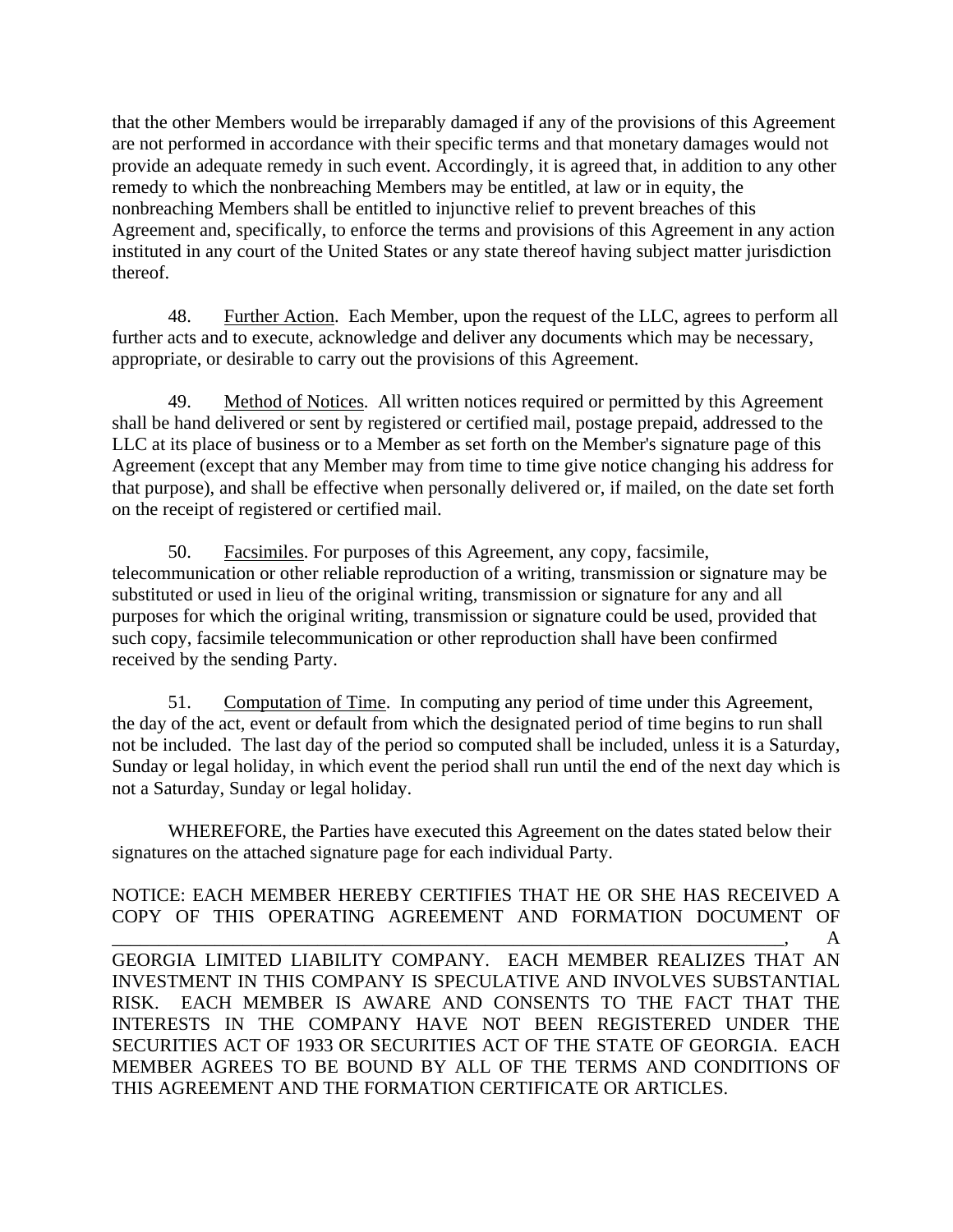that the other Members would be irreparably damaged if any of the provisions of this Agreement are not performed in accordance with their specific terms and that monetary damages would not provide an adequate remedy in such event. Accordingly, it is agreed that, in addition to any other remedy to which the nonbreaching Members may be entitled, at law or in equity, the nonbreaching Members shall be entitled to injunctive relief to prevent breaches of this Agreement and, specifically, to enforce the terms and provisions of this Agreement in any action instituted in any court of the United States or any state thereof having subject matter jurisdiction thereof.

48. Further Action. Each Member, upon the request of the LLC, agrees to perform all further acts and to execute, acknowledge and deliver any documents which may be necessary, appropriate, or desirable to carry out the provisions of this Agreement.

49. Method of Notices. All written notices required or permitted by this Agreement shall be hand delivered or sent by registered or certified mail, postage prepaid, addressed to the LLC at its place of business or to a Member as set forth on the Member's signature page of this Agreement (except that any Member may from time to time give notice changing his address for that purpose), and shall be effective when personally delivered or, if mailed, on the date set forth on the receipt of registered or certified mail.

50. Facsimiles. For purposes of this Agreement, any copy, facsimile, telecommunication or other reliable reproduction of a writing, transmission or signature may be substituted or used in lieu of the original writing, transmission or signature for any and all purposes for which the original writing, transmission or signature could be used, provided that such copy, facsimile telecommunication or other reproduction shall have been confirmed received by the sending Party.

51. Computation of Time. In computing any period of time under this Agreement, the day of the act, event or default from which the designated period of time begins to run shall not be included. The last day of the period so computed shall be included, unless it is a Saturday, Sunday or legal holiday, in which event the period shall run until the end of the next day which is not a Saturday, Sunday or legal holiday.

WHEREFORE, the Parties have executed this Agreement on the dates stated below their signatures on the attached signature page for each individual Party.

NOTICE: EACH MEMBER HEREBY CERTIFIES THAT HE OR SHE HAS RECEIVED A COPY OF THIS OPERATING AGREEMENT AND FORMATION DOCUMENT OF ______________________________________________________________________, A GEORGIA LIMITED LIABILITY COMPANY. EACH MEMBER REALIZES THAT AN INVESTMENT IN THIS COMPANY IS SPECULATIVE AND INVOLVES SUBSTANTIAL RISK. EACH MEMBER IS AWARE AND CONSENTS TO THE FACT THAT THE INTERESTS IN THE COMPANY HAVE NOT BEEN REGISTERED UNDER THE SECURITIES ACT OF 1933 OR SECURITIES ACT OF THE STATE OF GEORGIA. EACH MEMBER AGREES TO BE BOUND BY ALL OF THE TERMS AND CONDITIONS OF THIS AGREEMENT AND THE FORMATION CERTIFICATE OR ARTICLES.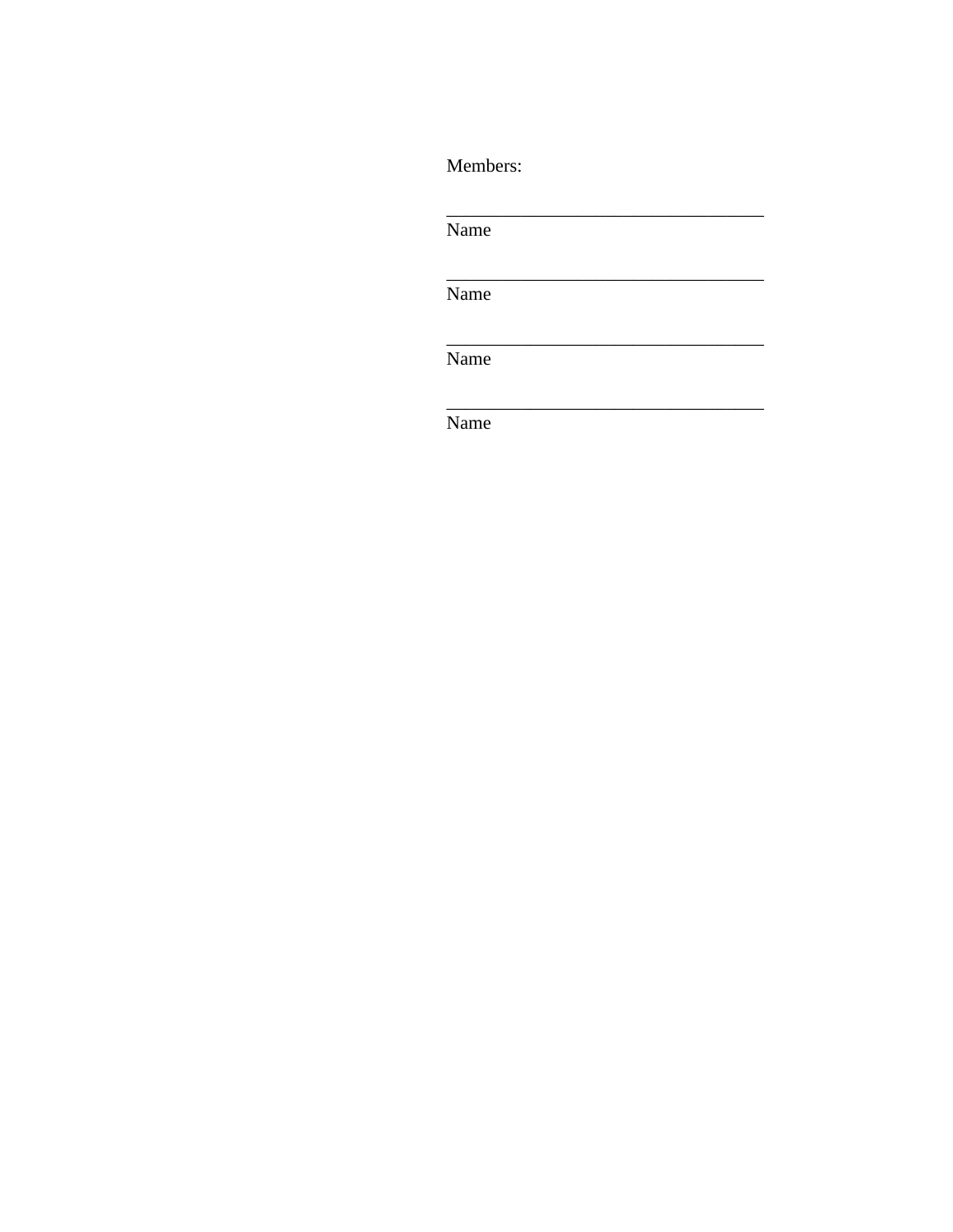Members:

___________________________________
Name

___________________________________
Name

___________________________________
Name

___________________________________
Name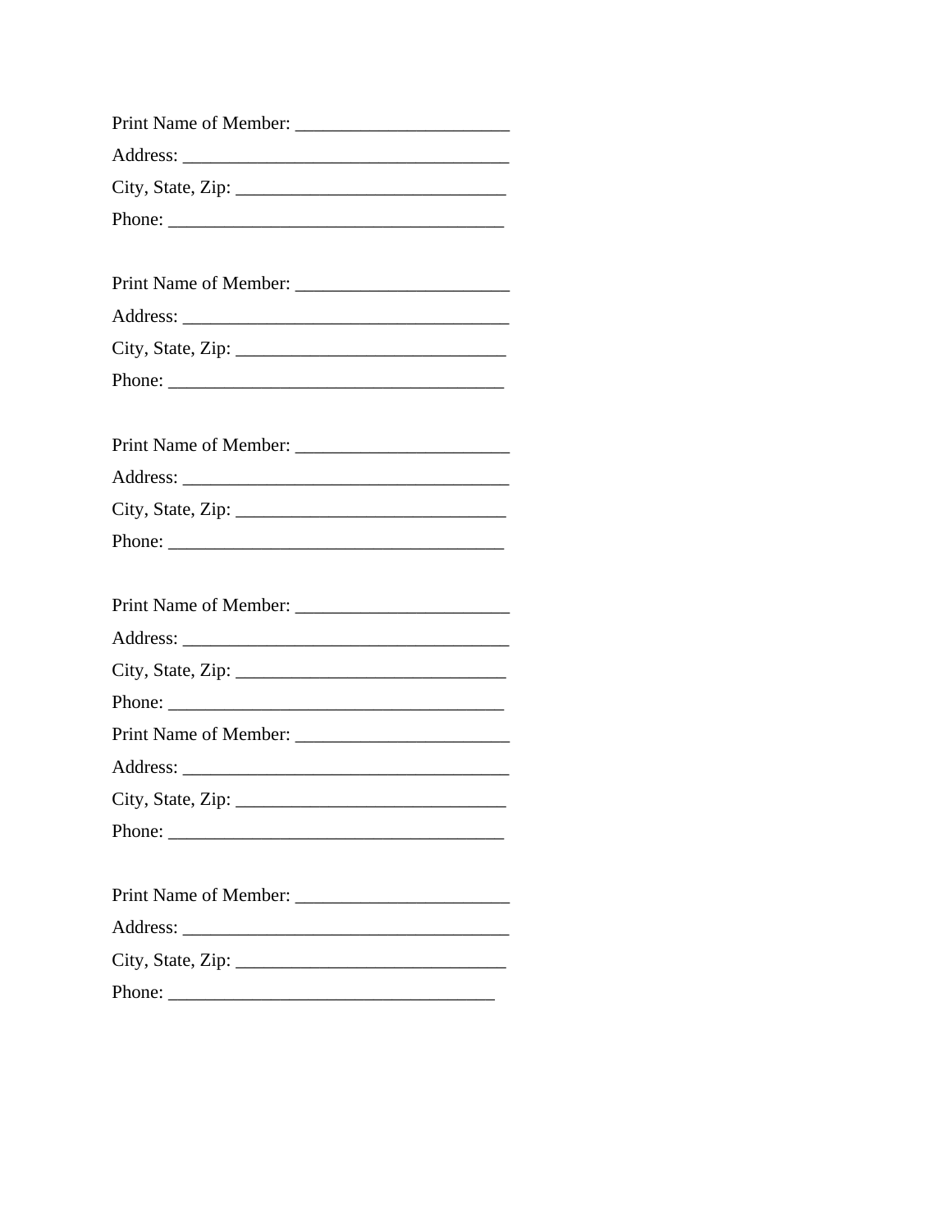Print Name of Member: _______________________

Address: ___________________________________

City, State, Zip: _____________________________

Phone: ____________________________________

Print Name of Member: _______________________

Address: ___________________________________

City, State, Zip: _____________________________

Phone: ____________________________________

Print Name of Member: _______________________

Address: ___________________________________

City, State, Zip: _____________________________

Phone: ____________________________________

Print Name of Member: _______________________

Address: ___________________________________

City, State, Zip: _____________________________

Phone: ____________________________________

Print Name of Member: _______________________

Address: ___________________________________

City, State, Zip: _____________________________

Phone: ____________________________________

Print Name of Member: _______________________

Address: ___________________________________

City, State, Zip: _____________________________

Phone: ___________________________________